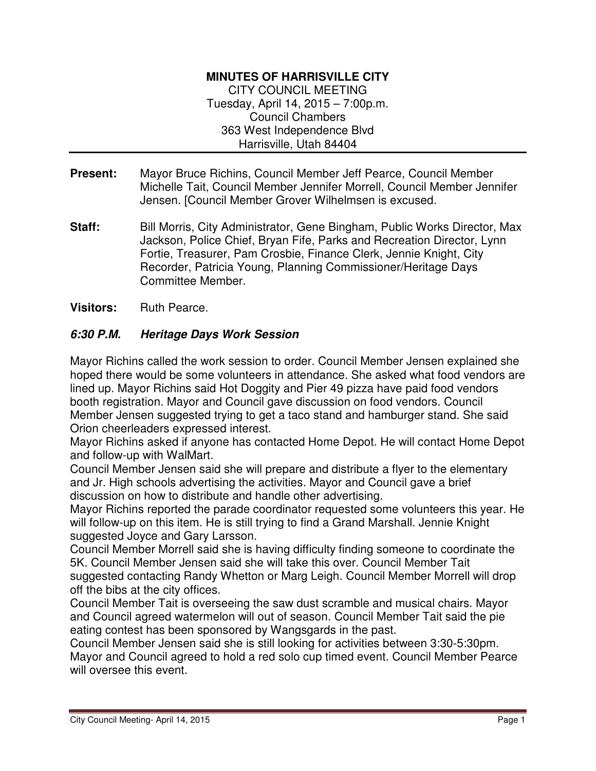**MINUTES OF HARRISVILLE CITY**

CITY COUNCIL MEETING
Tuesday, April 14, 2015 – 7:00p.m.
Council Chambers
363 West Independence Blvd
Harrisville, Utah 84404

---

**Present:** Mayor Bruce Richins, Council Member Jeff Pearce, Council Member Michelle Tait, Council Member Jennifer Morrell, Council Member Jennifer Jensen. [Council Member Grover Wilhelmsen is excused.

**Staff:** Bill Morris, City Administrator, Gene Bingham, Public Works Director, Max Jackson, Police Chief, Bryan Fife, Parks and Recreation Director, Lynn Fortie, Treasurer, Pam Crosbie, Finance Clerk, Jennie Knight, City Recorder, Patricia Young, Planning Commissioner/Heritage Days Committee Member.

**Visitors:** Ruth Pearce.

***6:30 P.M. Heritage Days Work Session***

Mayor Richins called the work session to order. Council Member Jensen explained she hoped there would be some volunteers in attendance. She asked what food vendors are lined up. Mayor Richins said Hot Doggity and Pier 49 pizza have paid food vendors booth registration. Mayor and Council gave discussion on food vendors. Council Member Jensen suggested trying to get a taco stand and hamburger stand. She said Orion cheerleaders expressed interest.
Mayor Richins asked if anyone has contacted Home Depot. He will contact Home Depot and follow-up with WalMart.
Council Member Jensen said she will prepare and distribute a flyer to the elementary and Jr. High schools advertising the activities. Mayor and Council gave a brief discussion on how to distribute and handle other advertising.
Mayor Richins reported the parade coordinator requested some volunteers this year. He will follow-up on this item. He is still trying to find a Grand Marshall. Jennie Knight suggested Joyce and Gary Larsson.
Council Member Morrell said she is having difficulty finding someone to coordinate the 5K. Council Member Jensen said she will take this over. Council Member Tait suggested contacting Randy Whetton or Marg Leigh. Council Member Morrell will drop off the bibs at the city offices.
Council Member Tait is overseeing the saw dust scramble and musical chairs. Mayor and Council agreed watermelon will out of season. Council Member Tait said the pie eating contest has been sponsored by Wangsgards in the past.
Council Member Jensen said she is still looking for activities between 3:30-5:30pm. Mayor and Council agreed to hold a red solo cup timed event. Council Member Pearce will oversee this event.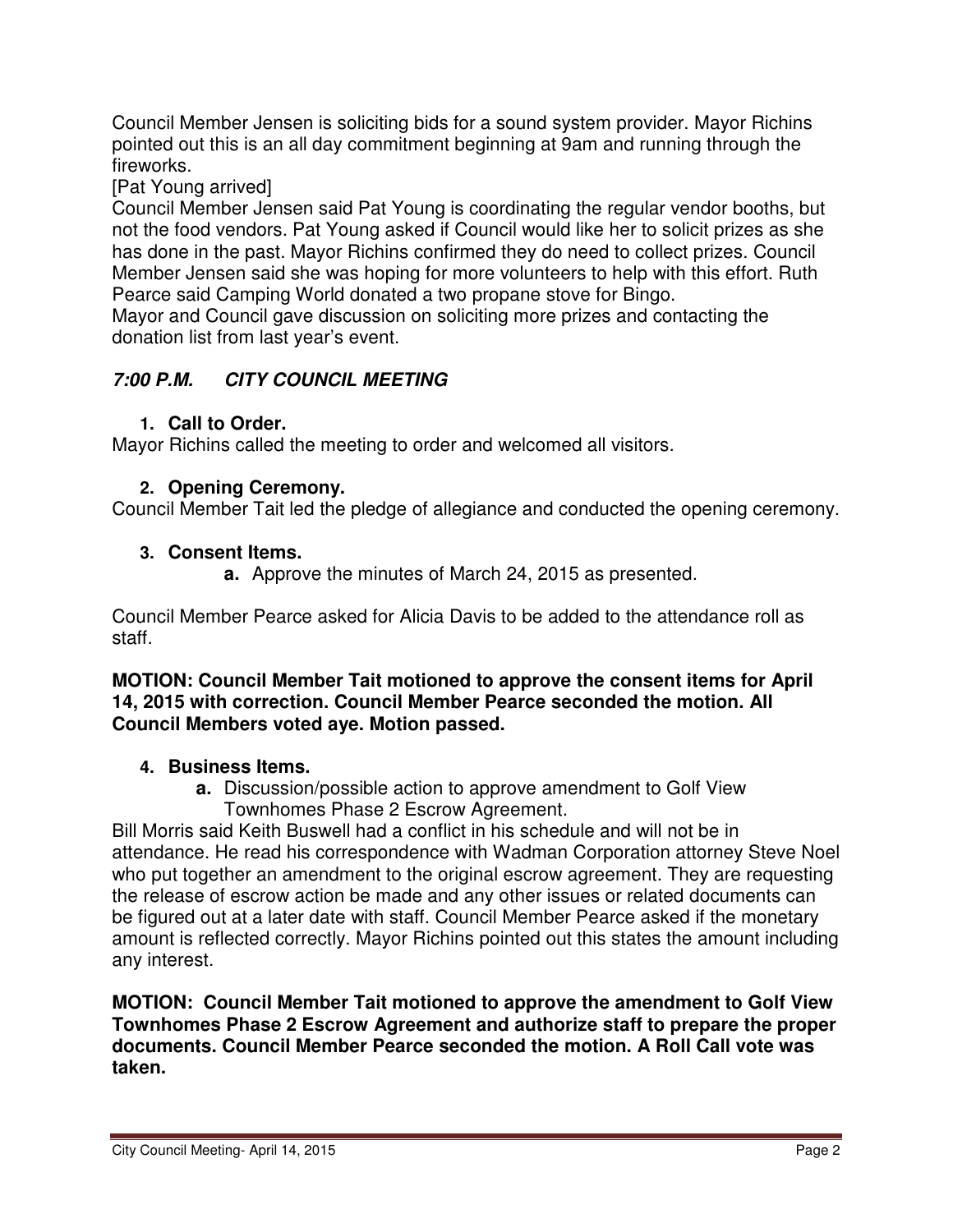Council Member Jensen is soliciting bids for a sound system provider. Mayor Richins pointed out this is an all day commitment beginning at 9am and running through the fireworks.

[Pat Young arrived]

Council Member Jensen said Pat Young is coordinating the regular vendor booths, but not the food vendors. Pat Young asked if Council would like her to solicit prizes as she has done in the past. Mayor Richins confirmed they do need to collect prizes. Council Member Jensen said she was hoping for more volunteers to help with this effort. Ruth Pearce said Camping World donated a two propane stove for Bingo.

Mayor and Council gave discussion on soliciting more prizes and contacting the donation list from last year's event.

## *7:00 P.M. CITY COUNCIL MEETING*

**1. Call to Order.**

Mayor Richins called the meeting to order and welcomed all visitors.

**2. Opening Ceremony.**

Council Member Tait led the pledge of allegiance and conducted the opening ceremony.

**3. Consent Items.**

**a.** Approve the minutes of March 24, 2015 as presented.

Council Member Pearce asked for Alicia Davis to be added to the attendance roll as staff.

**MOTION: Council Member Tait motioned to approve the consent items for April 14, 2015 with correction. Council Member Pearce seconded the motion. All Council Members voted aye. Motion passed.**

**4. Business Items.**

**a.** Discussion/possible action to approve amendment to Golf View Townhomes Phase 2 Escrow Agreement.

Bill Morris said Keith Buswell had a conflict in his schedule and will not be in attendance. He read his correspondence with Wadman Corporation attorney Steve Noel who put together an amendment to the original escrow agreement. They are requesting the release of escrow action be made and any other issues or related documents can be figured out at a later date with staff. Council Member Pearce asked if the monetary amount is reflected correctly. Mayor Richins pointed out this states the amount including any interest.

**MOTION: Council Member Tait motioned to approve the amendment to Golf View Townhomes Phase 2 Escrow Agreement and authorize staff to prepare the proper documents. Council Member Pearce seconded the motion. A Roll Call vote was taken.**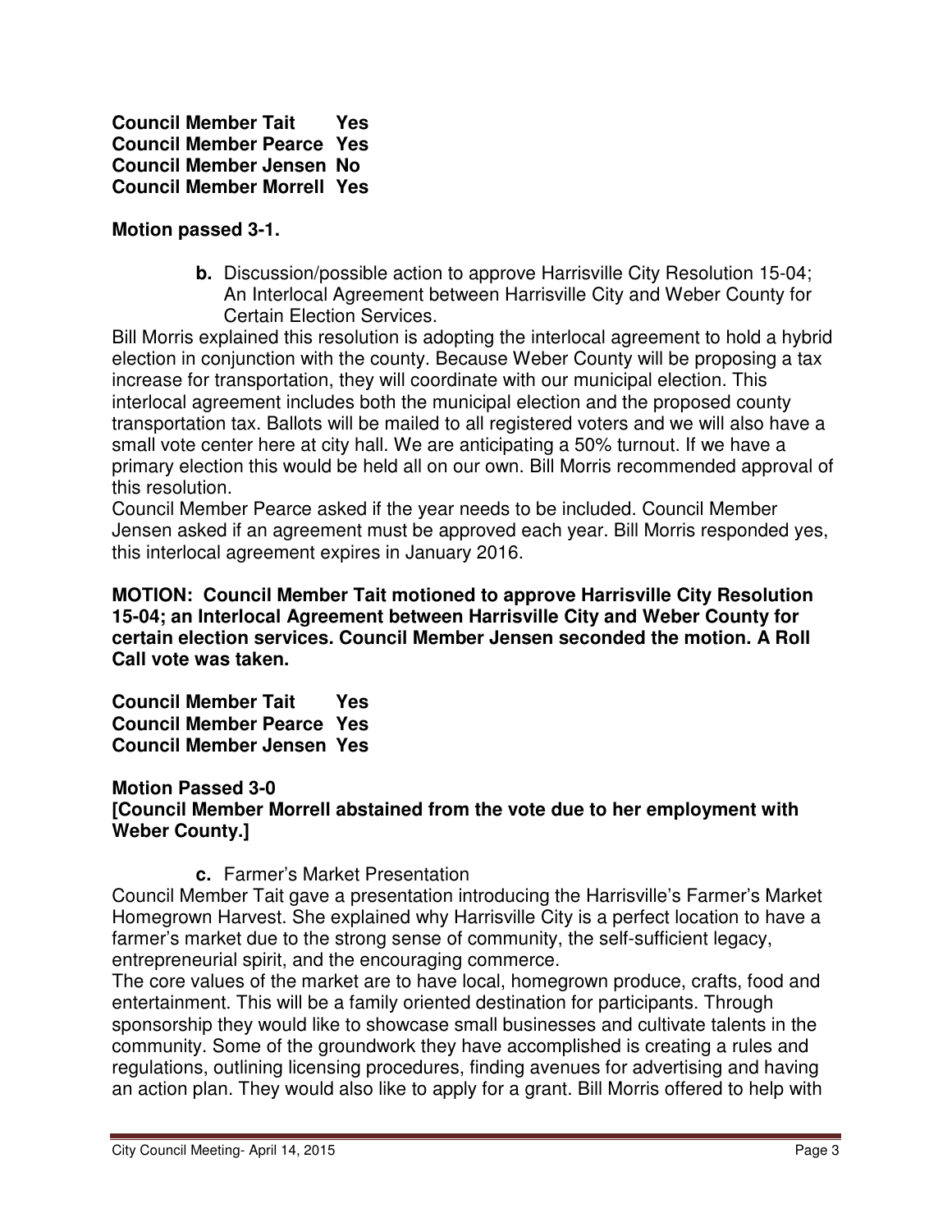**Council Member Tait Yes**
**Council Member Pearce Yes**
**Council Member Jensen No**
**Council Member Morrell Yes**

**Motion passed 3-1.**

**b.** Discussion/possible action to approve Harrisville City Resolution 15-04; An Interlocal Agreement between Harrisville City and Weber County for Certain Election Services.

Bill Morris explained this resolution is adopting the interlocal agreement to hold a hybrid election in conjunction with the county. Because Weber County will be proposing a tax increase for transportation, they will coordinate with our municipal election. This interlocal agreement includes both the municipal election and the proposed county transportation tax. Ballots will be mailed to all registered voters and we will also have a small vote center here at city hall. We are anticipating a 50% turnout. If we have a primary election this would be held all on our own. Bill Morris recommended approval of this resolution.

Council Member Pearce asked if the year needs to be included. Council Member Jensen asked if an agreement must be approved each year. Bill Morris responded yes, this interlocal agreement expires in January 2016.

**MOTION: Council Member Tait motioned to approve Harrisville City Resolution 15-04; an Interlocal Agreement between Harrisville City and Weber County for certain election services. Council Member Jensen seconded the motion. A Roll Call vote was taken.**

**Council Member Tait Yes**
**Council Member Pearce Yes**
**Council Member Jensen Yes**

**Motion Passed 3-0**
**[Council Member Morrell abstained from the vote due to her employment with Weber County.]**

**c.** Farmer's Market Presentation

Council Member Tait gave a presentation introducing the Harrisville's Farmer's Market Homegrown Harvest. She explained why Harrisville City is a perfect location to have a farmer's market due to the strong sense of community, the self-sufficient legacy, entrepreneurial spirit, and the encouraging commerce.

The core values of the market are to have local, homegrown produce, crafts, food and entertainment. This will be a family oriented destination for participants. Through sponsorship they would like to showcase small businesses and cultivate talents in the community. Some of the groundwork they have accomplished is creating a rules and regulations, outlining licensing procedures, finding avenues for advertising and having an action plan. They would also like to apply for a grant. Bill Morris offered to help with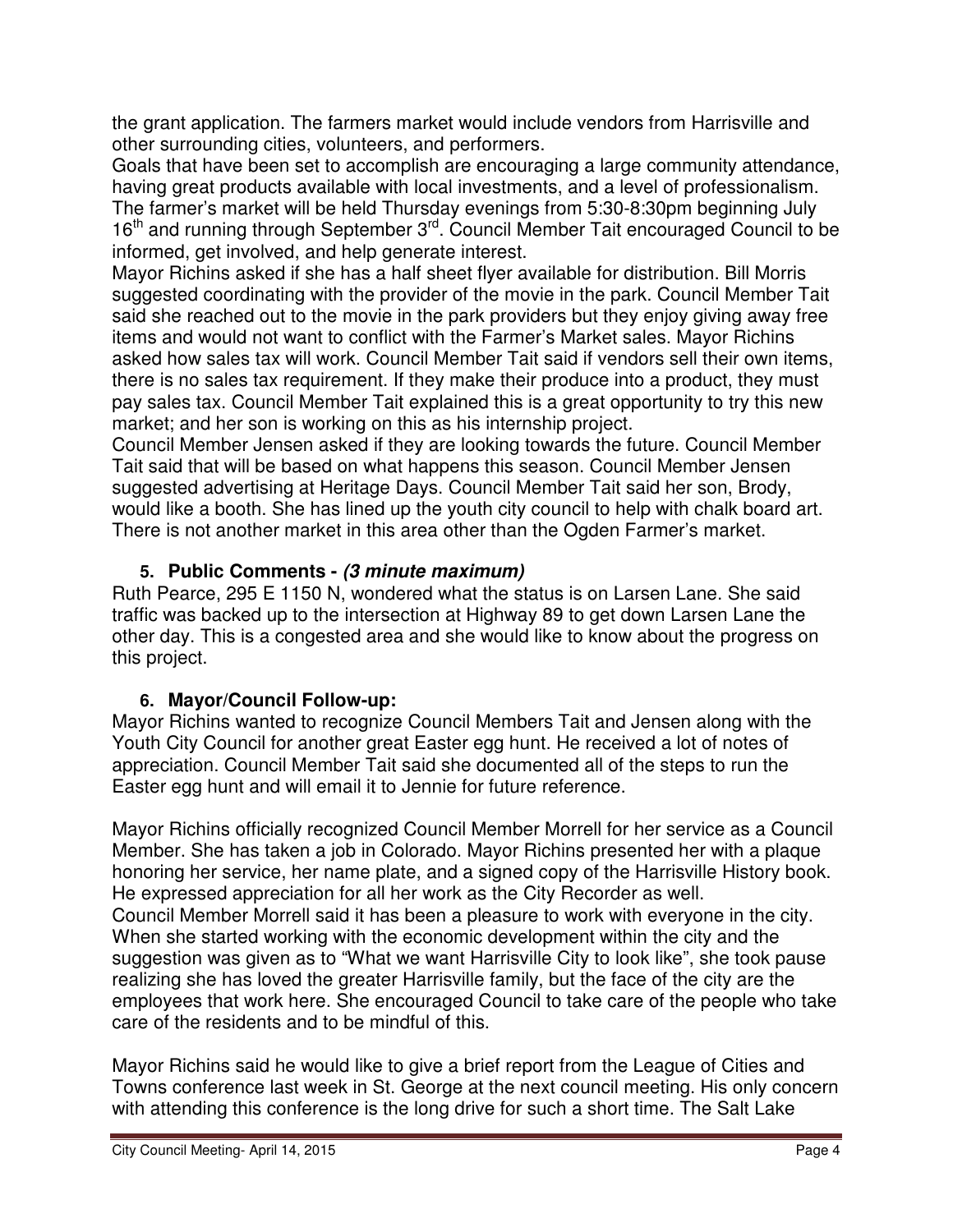the grant application. The farmers market would include vendors from Harrisville and other surrounding cities, volunteers, and performers.

Goals that have been set to accomplish are encouraging a large community attendance, having great products available with local investments, and a level of professionalism. The farmer's market will be held Thursday evenings from 5:30-8:30pm beginning July 16th and running through September 3rd. Council Member Tait encouraged Council to be informed, get involved, and help generate interest.

Mayor Richins asked if she has a half sheet flyer available for distribution. Bill Morris suggested coordinating with the provider of the movie in the park. Council Member Tait said she reached out to the movie in the park providers but they enjoy giving away free items and would not want to conflict with the Farmer's Market sales. Mayor Richins asked how sales tax will work. Council Member Tait said if vendors sell their own items, there is no sales tax requirement. If they make their produce into a product, they must pay sales tax. Council Member Tait explained this is a great opportunity to try this new market; and her son is working on this as his internship project.

Council Member Jensen asked if they are looking towards the future. Council Member Tait said that will be based on what happens this season. Council Member Jensen suggested advertising at Heritage Days. Council Member Tait said her son, Brody, would like a booth. She has lined up the youth city council to help with chalk board art. There is not another market in this area other than the Ogden Farmer's market.

### 5. Public Comments - *(3 minute maximum)*

Ruth Pearce, 295 E 1150 N, wondered what the status is on Larsen Lane. She said traffic was backed up to the intersection at Highway 89 to get down Larsen Lane the other day. This is a congested area and she would like to know about the progress on this project.

### 6. Mayor/Council Follow-up:

Mayor Richins wanted to recognize Council Members Tait and Jensen along with the Youth City Council for another great Easter egg hunt. He received a lot of notes of appreciation. Council Member Tait said she documented all of the steps to run the Easter egg hunt and will email it to Jennie for future reference.

Mayor Richins officially recognized Council Member Morrell for her service as a Council Member. She has taken a job in Colorado. Mayor Richins presented her with a plaque honoring her service, her name plate, and a signed copy of the Harrisville History book. He expressed appreciation for all her work as the City Recorder as well.

Council Member Morrell said it has been a pleasure to work with everyone in the city. When she started working with the economic development within the city and the suggestion was given as to "What we want Harrisville City to look like", she took pause realizing she has loved the greater Harrisville family, but the face of the city are the employees that work here. She encouraged Council to take care of the people who take care of the residents and to be mindful of this.

Mayor Richins said he would like to give a brief report from the League of Cities and Towns conference last week in St. George at the next council meeting. His only concern with attending this conference is the long drive for such a short time. The Salt Lake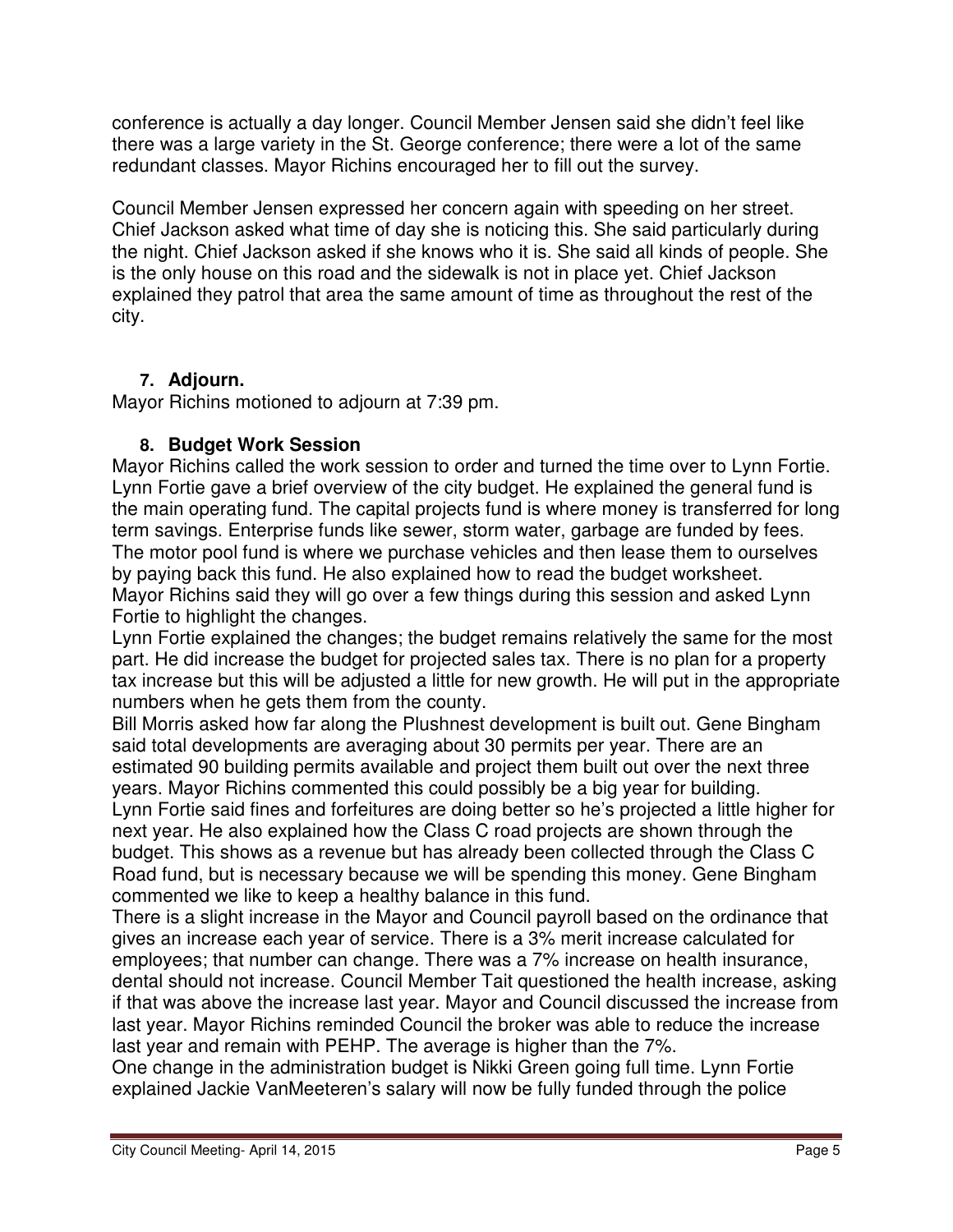conference is actually a day longer. Council Member Jensen said she didn't feel like there was a large variety in the St. George conference; there were a lot of the same redundant classes. Mayor Richins encouraged her to fill out the survey.

Council Member Jensen expressed her concern again with speeding on her street. Chief Jackson asked what time of day she is noticing this. She said particularly during the night. Chief Jackson asked if she knows who it is. She said all kinds of people. She is the only house on this road and the sidewalk is not in place yet. Chief Jackson explained they patrol that area the same amount of time as throughout the rest of the city.

### 7. Adjourn.

Mayor Richins motioned to adjourn at 7:39 pm.

### 8. Budget Work Session

Mayor Richins called the work session to order and turned the time over to Lynn Fortie. Lynn Fortie gave a brief overview of the city budget. He explained the general fund is the main operating fund. The capital projects fund is where money is transferred for long term savings. Enterprise funds like sewer, storm water, garbage are funded by fees. The motor pool fund is where we purchase vehicles and then lease them to ourselves by paying back this fund. He also explained how to read the budget worksheet.
Mayor Richins said they will go over a few things during this session and asked Lynn Fortie to highlight the changes.
Lynn Fortie explained the changes; the budget remains relatively the same for the most part. He did increase the budget for projected sales tax. There is no plan for a property tax increase but this will be adjusted a little for new growth. He will put in the appropriate numbers when he gets them from the county.
Bill Morris asked how far along the Plushnest development is built out. Gene Bingham said total developments are averaging about 30 permits per year. There are an estimated 90 building permits available and project them built out over the next three years. Mayor Richins commented this could possibly be a big year for building.
Lynn Fortie said fines and forfeitures are doing better so he's projected a little higher for next year. He also explained how the Class C road projects are shown through the budget. This shows as a revenue but has already been collected through the Class C Road fund, but is necessary because we will be spending this money. Gene Bingham commented we like to keep a healthy balance in this fund.
There is a slight increase in the Mayor and Council payroll based on the ordinance that gives an increase each year of service. There is a 3% merit increase calculated for employees; that number can change. There was a 7% increase on health insurance, dental should not increase. Council Member Tait questioned the health increase, asking if that was above the increase last year. Mayor and Council discussed the increase from last year. Mayor Richins reminded Council the broker was able to reduce the increase last year and remain with PEHP. The average is higher than the 7%.
One change in the administration budget is Nikki Green going full time. Lynn Fortie explained Jackie VanMeeteren's salary will now be fully funded through the police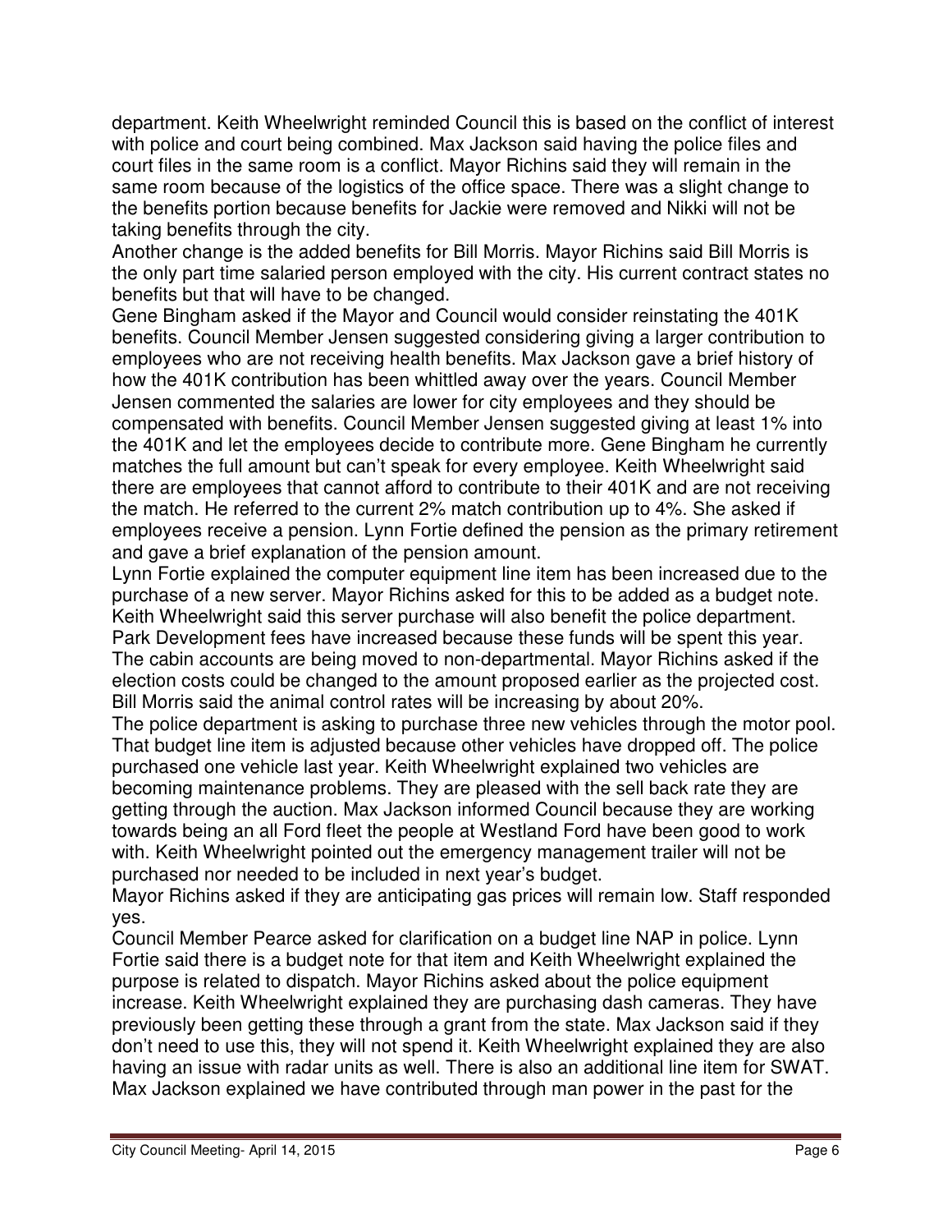department. Keith Wheelwright reminded Council this is based on the conflict of interest with police and court being combined. Max Jackson said having the police files and court files in the same room is a conflict. Mayor Richins said they will remain in the same room because of the logistics of the office space. There was a slight change to the benefits portion because benefits for Jackie were removed and Nikki will not be taking benefits through the city.

Another change is the added benefits for Bill Morris. Mayor Richins said Bill Morris is the only part time salaried person employed with the city. His current contract states no benefits but that will have to be changed.

Gene Bingham asked if the Mayor and Council would consider reinstating the 401K benefits. Council Member Jensen suggested considering giving a larger contribution to employees who are not receiving health benefits. Max Jackson gave a brief history of how the 401K contribution has been whittled away over the years. Council Member Jensen commented the salaries are lower for city employees and they should be compensated with benefits. Council Member Jensen suggested giving at least 1% into the 401K and let the employees decide to contribute more. Gene Bingham he currently matches the full amount but can't speak for every employee. Keith Wheelwright said there are employees that cannot afford to contribute to their 401K and are not receiving the match. He referred to the current 2% match contribution up to 4%. She asked if employees receive a pension. Lynn Fortie defined the pension as the primary retirement and gave a brief explanation of the pension amount.

Lynn Fortie explained the computer equipment line item has been increased due to the purchase of a new server. Mayor Richins asked for this to be added as a budget note. Keith Wheelwright said this server purchase will also benefit the police department. Park Development fees have increased because these funds will be spent this year. The cabin accounts are being moved to non-departmental. Mayor Richins asked if the election costs could be changed to the amount proposed earlier as the projected cost. Bill Morris said the animal control rates will be increasing by about 20%.

The police department is asking to purchase three new vehicles through the motor pool. That budget line item is adjusted because other vehicles have dropped off. The police purchased one vehicle last year. Keith Wheelwright explained two vehicles are becoming maintenance problems. They are pleased with the sell back rate they are getting through the auction. Max Jackson informed Council because they are working towards being an all Ford fleet the people at Westland Ford have been good to work with. Keith Wheelwright pointed out the emergency management trailer will not be purchased nor needed to be included in next year's budget.

Mayor Richins asked if they are anticipating gas prices will remain low. Staff responded yes.

Council Member Pearce asked for clarification on a budget line NAP in police. Lynn Fortie said there is a budget note for that item and Keith Wheelwright explained the purpose is related to dispatch. Mayor Richins asked about the police equipment increase. Keith Wheelwright explained they are purchasing dash cameras. They have previously been getting these through a grant from the state. Max Jackson said if they don't need to use this, they will not spend it. Keith Wheelwright explained they are also having an issue with radar units as well. There is also an additional line item for SWAT. Max Jackson explained we have contributed through man power in the past for the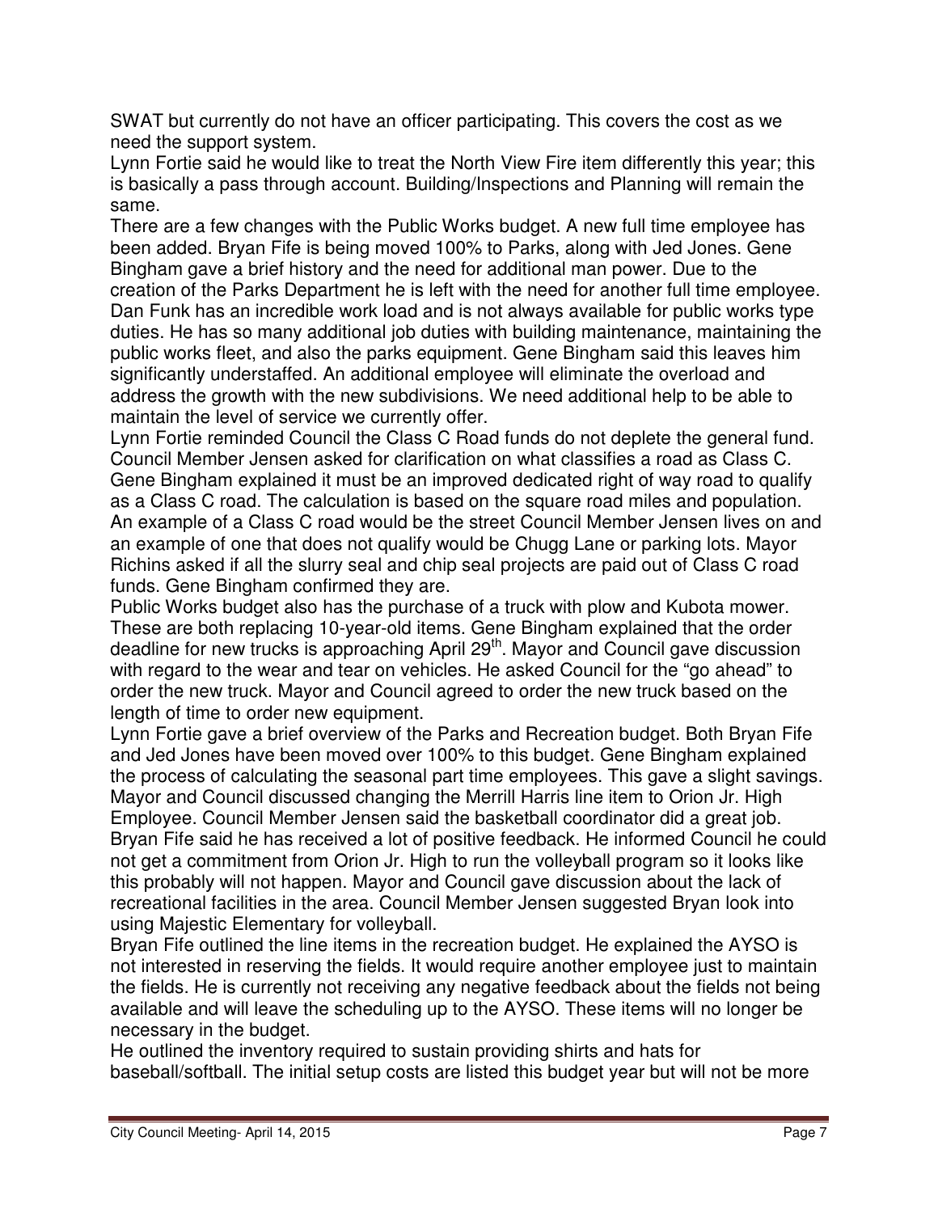SWAT but currently do not have an officer participating. This covers the cost as we need the support system.

Lynn Fortie said he would like to treat the North View Fire item differently this year; this is basically a pass through account. Building/Inspections and Planning will remain the same.

There are a few changes with the Public Works budget. A new full time employee has been added. Bryan Fife is being moved 100% to Parks, along with Jed Jones. Gene Bingham gave a brief history and the need for additional man power. Due to the creation of the Parks Department he is left with the need for another full time employee. Dan Funk has an incredible work load and is not always available for public works type duties. He has so many additional job duties with building maintenance, maintaining the public works fleet, and also the parks equipment. Gene Bingham said this leaves him significantly understaffed. An additional employee will eliminate the overload and address the growth with the new subdivisions. We need additional help to be able to maintain the level of service we currently offer.

Lynn Fortie reminded Council the Class C Road funds do not deplete the general fund. Council Member Jensen asked for clarification on what classifies a road as Class C. Gene Bingham explained it must be an improved dedicated right of way road to qualify as a Class C road. The calculation is based on the square road miles and population. An example of a Class C road would be the street Council Member Jensen lives on and an example of one that does not qualify would be Chugg Lane or parking lots. Mayor Richins asked if all the slurry seal and chip seal projects are paid out of Class C road funds. Gene Bingham confirmed they are.

Public Works budget also has the purchase of a truck with plow and Kubota mower. These are both replacing 10-year-old items. Gene Bingham explained that the order deadline for new trucks is approaching April 29th. Mayor and Council gave discussion with regard to the wear and tear on vehicles. He asked Council for the "go ahead" to order the new truck. Mayor and Council agreed to order the new truck based on the length of time to order new equipment.

Lynn Fortie gave a brief overview of the Parks and Recreation budget. Both Bryan Fife and Jed Jones have been moved over 100% to this budget. Gene Bingham explained the process of calculating the seasonal part time employees. This gave a slight savings. Mayor and Council discussed changing the Merrill Harris line item to Orion Jr. High Employee. Council Member Jensen said the basketball coordinator did a great job. Bryan Fife said he has received a lot of positive feedback. He informed Council he could not get a commitment from Orion Jr. High to run the volleyball program so it looks like this probably will not happen. Mayor and Council gave discussion about the lack of recreational facilities in the area. Council Member Jensen suggested Bryan look into using Majestic Elementary for volleyball.

Bryan Fife outlined the line items in the recreation budget. He explained the AYSO is not interested in reserving the fields. It would require another employee just to maintain the fields. He is currently not receiving any negative feedback about the fields not being available and will leave the scheduling up to the AYSO. These items will no longer be necessary in the budget.

He outlined the inventory required to sustain providing shirts and hats for baseball/softball. The initial setup costs are listed this budget year but will not be more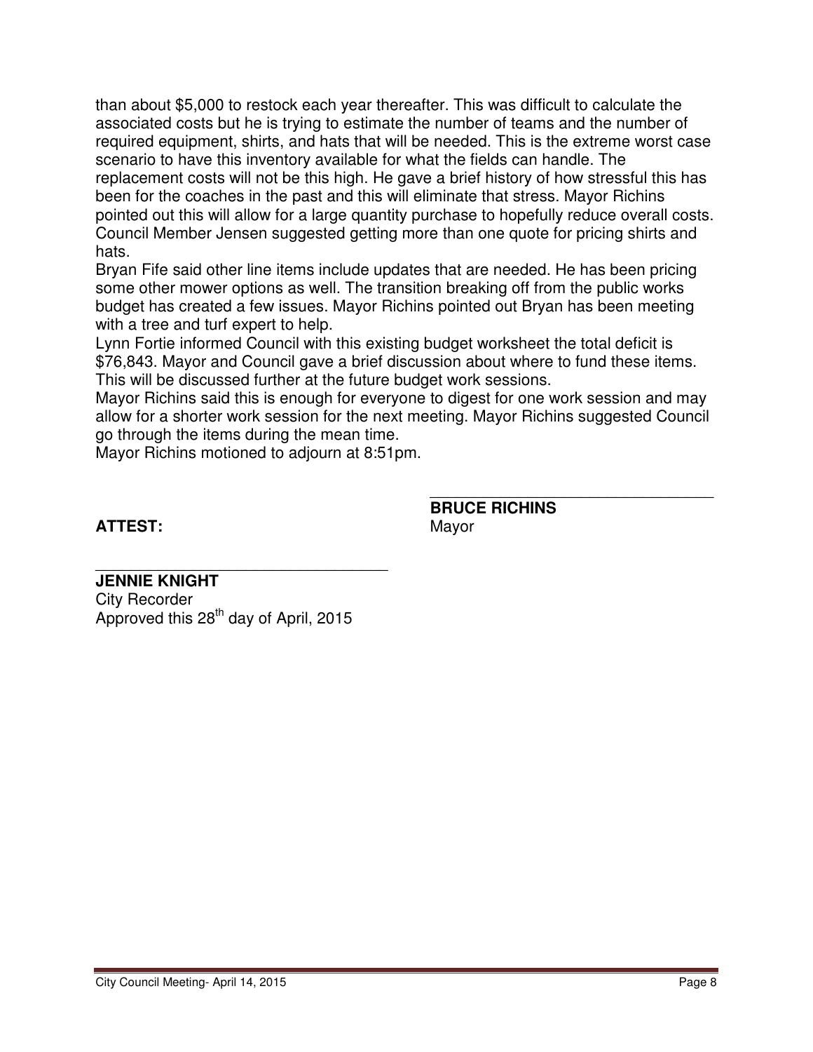than about $5,000 to restock each year thereafter. This was difficult to calculate the associated costs but he is trying to estimate the number of teams and the number of required equipment, shirts, and hats that will be needed. This is the extreme worst case scenario to have this inventory available for what the fields can handle. The replacement costs will not be this high. He gave a brief history of how stressful this has been for the coaches in the past and this will eliminate that stress. Mayor Richins pointed out this will allow for a large quantity purchase to hopefully reduce overall costs. Council Member Jensen suggested getting more than one quote for pricing shirts and hats.

Bryan Fife said other line items include updates that are needed. He has been pricing some other mower options as well. The transition breaking off from the public works budget has created a few issues. Mayor Richins pointed out Bryan has been meeting with a tree and turf expert to help.

Lynn Fortie informed Council with this existing budget worksheet the total deficit is $76,843. Mayor and Council gave a brief discussion about where to fund these items. This will be discussed further at the future budget work sessions.

Mayor Richins said this is enough for everyone to digest for one work session and may allow for a shorter work session for the next meeting. Mayor Richins suggested Council go through the items during the mean time.

Mayor Richins motioned to adjourn at 8:51pm.

\_\_\_\_\_\_\_\_\_\_\_\_\_\_\_\_\_\_\_\_\_\_\_\_\_\_\_\_\_\_\_\_\_\_

**BRUCE RICHINS**
Mayor

**ATTEST:**

\_\_\_\_\_\_\_\_\_\_\_\_\_\_\_\_\_\_\_\_\_\_\_\_\_\_\_\_\_\_\_\_\_\_

**JENNIE KNIGHT**
City Recorder
Approved this 28th day of April, 2015